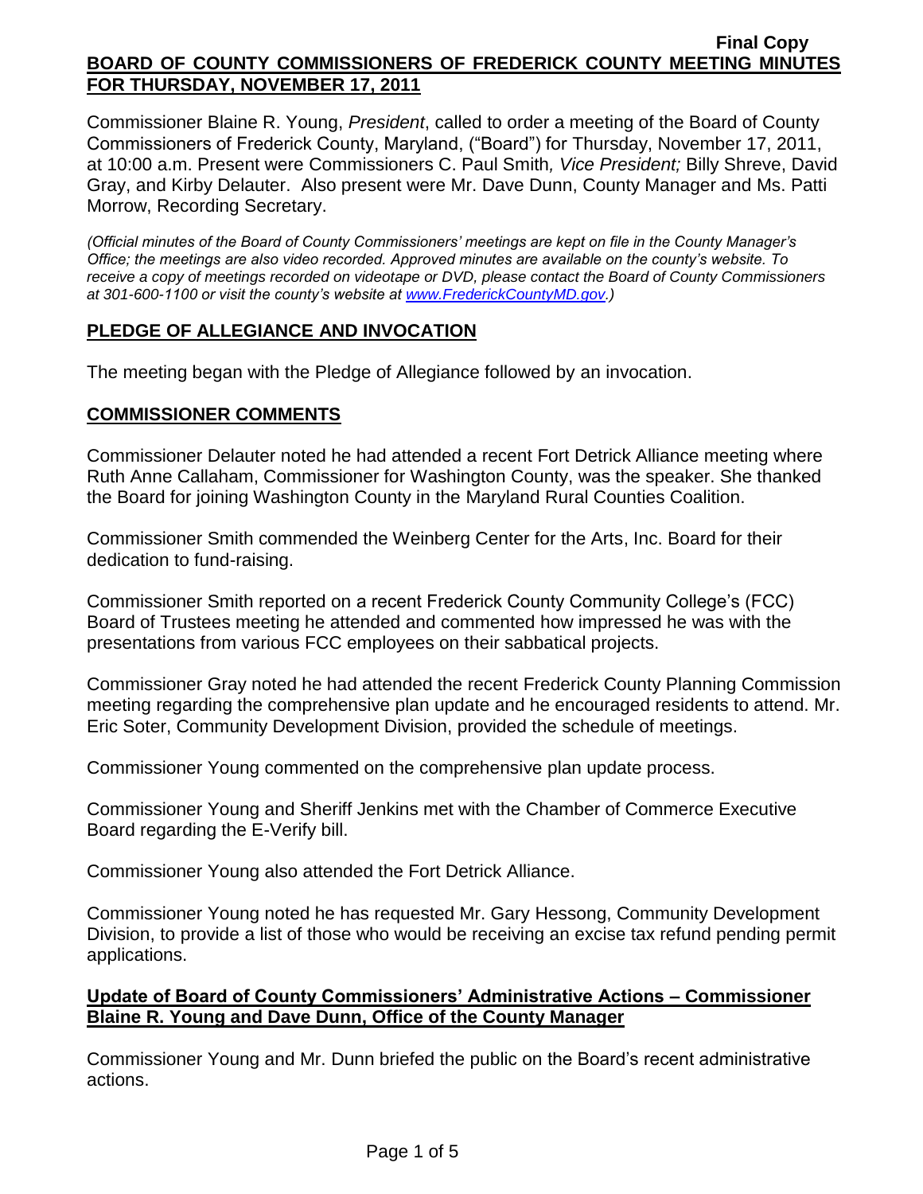Final Copy

**BOARD OF COUNTY COMMISSIONERS OF FREDERICK COUNTY MEETING MINUTES FOR THURSDAY, NOVEMBER 17, 2011**

Commissioner Blaine R. Young, *President*, called to order a meeting of the Board of County Commissioners of Frederick County, Maryland, ("Board") for Thursday, November 17, 2011, at 10:00 a.m. Present were Commissioners C. Paul Smith*, Vice President;* Billy Shreve, David Gray, and Kirby Delauter. Also present were Mr. Dave Dunn, County Manager and Ms. Patti Morrow, Recording Secretary.

*(Official minutes of the Board of County Commissioners' meetings are kept on file in the County Manager's Office; the meetings are also video recorded. Approved minutes are available on the county's website. To receive a copy of meetings recorded on videotape or DVD, please contact the Board of County Commissioners at 301-600-1100 or visit the county's website at www.FrederickCountyMD.gov.)*

## PLEDGE OF ALLEGIANCE AND INVOCATION

The meeting began with the Pledge of Allegiance followed by an invocation.

## COMMISSIONER COMMENTS

Commissioner Delauter noted he had attended a recent Fort Detrick Alliance meeting where Ruth Anne Callaham, Commissioner for Washington County, was the speaker. She thanked the Board for joining Washington County in the Maryland Rural Counties Coalition.

Commissioner Smith commended the Weinberg Center for the Arts, Inc. Board for their dedication to fund-raising.

Commissioner Smith reported on a recent Frederick County Community College's (FCC) Board of Trustees meeting he attended and commented how impressed he was with the presentations from various FCC employees on their sabbatical projects.

Commissioner Gray noted he had attended the recent Frederick County Planning Commission meeting regarding the comprehensive plan update and he encouraged residents to attend. Mr. Eric Soter, Community Development Division, provided the schedule of meetings.

Commissioner Young commented on the comprehensive plan update process.

Commissioner Young and Sheriff Jenkins met with the Chamber of Commerce Executive Board regarding the E-Verify bill.

Commissioner Young also attended the Fort Detrick Alliance.

Commissioner Young noted he has requested Mr. Gary Hessong, Community Development Division, to provide a list of those who would be receiving an excise tax refund pending permit applications.

## Update of Board of County Commissioners' Administrative Actions – Commissioner Blaine R. Young and Dave Dunn, Office of the County Manager

Commissioner Young and Mr. Dunn briefed the public on the Board's recent administrative actions.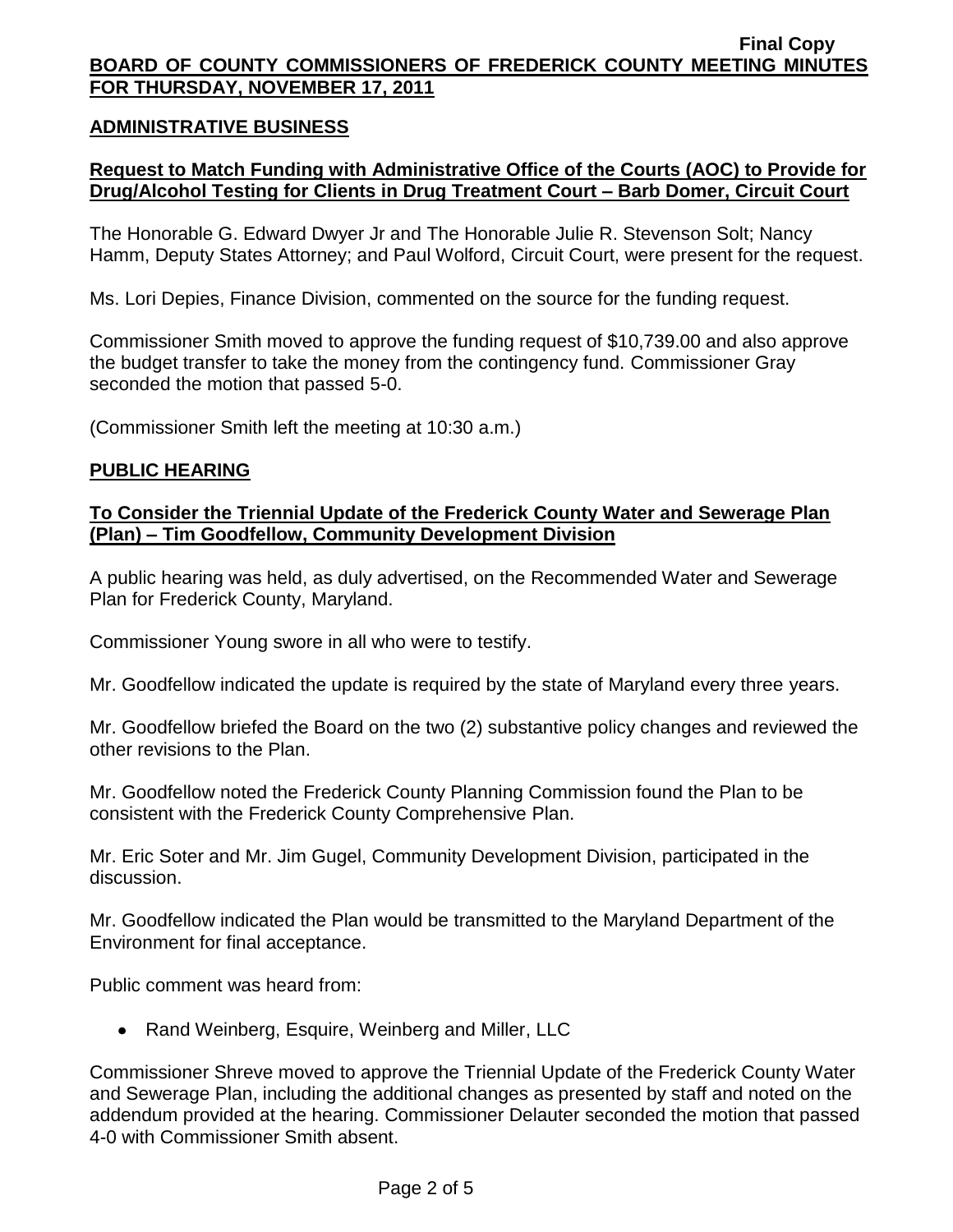## ADMINISTRATIVE BUSINESS

### Request to Match Funding with Administrative Office of the Courts (AOC) to Provide for Drug/Alcohol Testing for Clients in Drug Treatment Court – Barb Domer, Circuit Court

The Honorable G. Edward Dwyer Jr and The Honorable Julie R. Stevenson Solt; Nancy Hamm, Deputy States Attorney; and Paul Wolford, Circuit Court, were present for the request.

Ms. Lori Depies, Finance Division, commented on the source for the funding request.

Commissioner Smith moved to approve the funding request of $10,739.00 and also approve the budget transfer to take the money from the contingency fund. Commissioner Gray seconded the motion that passed 5-0.

(Commissioner Smith left the meeting at 10:30 a.m.)

## PUBLIC HEARING

### To Consider the Triennial Update of the Frederick County Water and Sewerage Plan (Plan) – Tim Goodfellow, Community Development Division

A public hearing was held, as duly advertised, on the Recommended Water and Sewerage Plan for Frederick County, Maryland.

Commissioner Young swore in all who were to testify.

Mr. Goodfellow indicated the update is required by the state of Maryland every three years.

Mr. Goodfellow briefed the Board on the two (2) substantive policy changes and reviewed the other revisions to the Plan.

Mr. Goodfellow noted the Frederick County Planning Commission found the Plan to be consistent with the Frederick County Comprehensive Plan.

Mr. Eric Soter and Mr. Jim Gugel, Community Development Division, participated in the discussion.

Mr. Goodfellow indicated the Plan would be transmitted to the Maryland Department of the Environment for final acceptance.

Public comment was heard from:

- Rand Weinberg, Esquire, Weinberg and Miller, LLC

Commissioner Shreve moved to approve the Triennial Update of the Frederick County Water and Sewerage Plan, including the additional changes as presented by staff and noted on the addendum provided at the hearing. Commissioner Delauter seconded the motion that passed 4-0 with Commissioner Smith absent.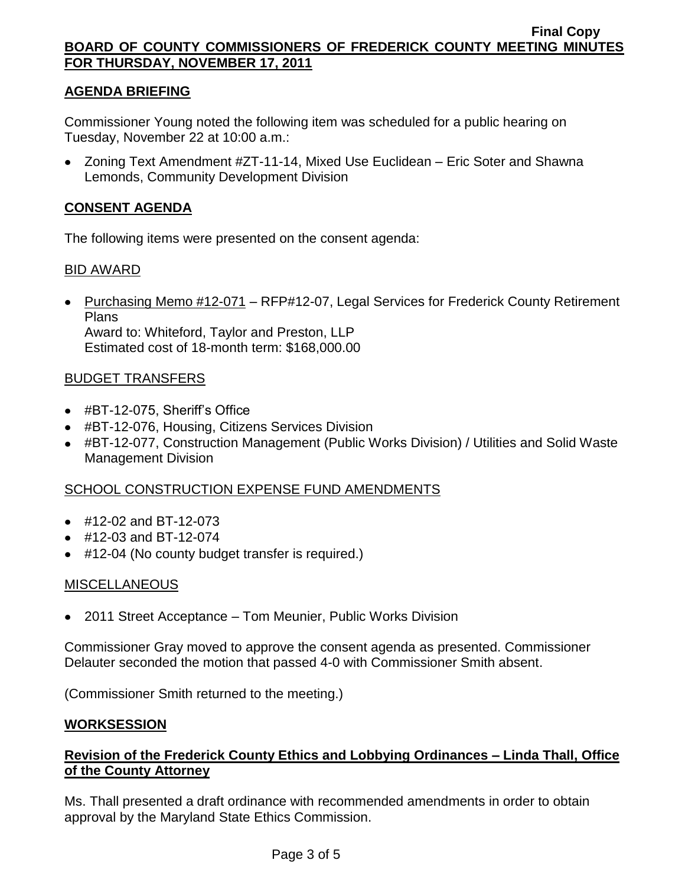**AGENDA BRIEFING**

Commissioner Young noted the following item was scheduled for a public hearing on Tuesday, November 22 at 10:00 a.m.:

- Zoning Text Amendment #ZT-11-14, Mixed Use Euclidean – Eric Soter and Shawna Lemonds, Community Development Division

**CONSENT AGENDA**

The following items were presented on the consent agenda:

BID AWARD

- Purchasing Memo #12-071 – RFP#12-07, Legal Services for Frederick County Retirement Plans
  Award to: Whiteford, Taylor and Preston, LLP
  Estimated cost of 18-month term: $168,000.00

BUDGET TRANSFERS

- #BT-12-075, Sheriff's Office
- #BT-12-076, Housing, Citizens Services Division
- #BT-12-077, Construction Management (Public Works Division) / Utilities and Solid Waste Management Division

SCHOOL CONSTRUCTION EXPENSE FUND AMENDMENTS

- #12-02 and BT-12-073
- #12-03 and BT-12-074
- #12-04 (No county budget transfer is required.)

MISCELLANEOUS

- 2011 Street Acceptance – Tom Meunier, Public Works Division

Commissioner Gray moved to approve the consent agenda as presented. Commissioner Delauter seconded the motion that passed 4-0 with Commissioner Smith absent.

(Commissioner Smith returned to the meeting.)

**WORKSESSION**

**Revision of the Frederick County Ethics and Lobbying Ordinances – Linda Thall, Office of the County Attorney**

Ms. Thall presented a draft ordinance with recommended amendments in order to obtain approval by the Maryland State Ethics Commission.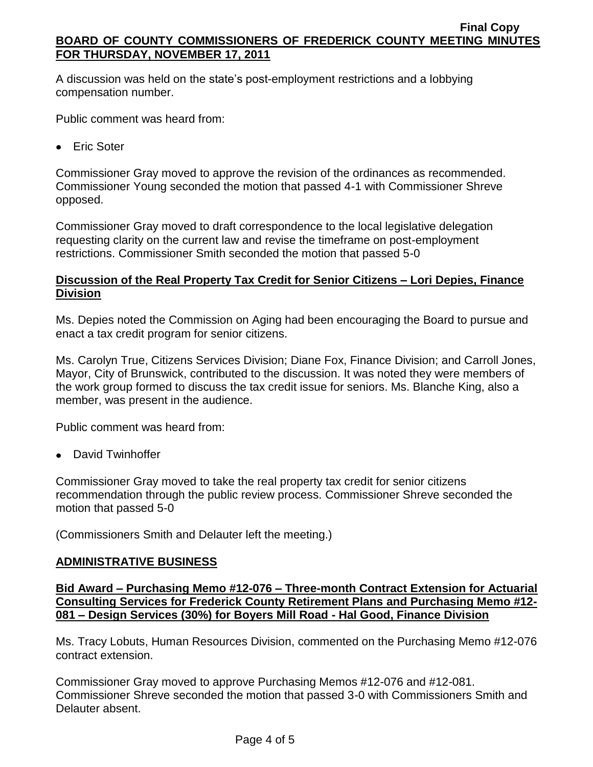A discussion was held on the state's post-employment restrictions and a lobbying compensation number.

Public comment was heard from:

- Eric Soter

Commissioner Gray moved to approve the revision of the ordinances as recommended. Commissioner Young seconded the motion that passed 4-1 with Commissioner Shreve opposed.

Commissioner Gray moved to draft correspondence to the local legislative delegation requesting clarity on the current law and revise the timeframe on post-employment restrictions. Commissioner Smith seconded the motion that passed 5-0

**Discussion of the Real Property Tax Credit for Senior Citizens – Lori Depies, Finance Division**

Ms. Depies noted the Commission on Aging had been encouraging the Board to pursue and enact a tax credit program for senior citizens.

Ms. Carolyn True, Citizens Services Division; Diane Fox, Finance Division; and Carroll Jones, Mayor, City of Brunswick, contributed to the discussion. It was noted they were members of the work group formed to discuss the tax credit issue for seniors. Ms. Blanche King, also a member, was present in the audience.

Public comment was heard from:

- David Twinhoffer

Commissioner Gray moved to take the real property tax credit for senior citizens recommendation through the public review process. Commissioner Shreve seconded the motion that passed 5-0

(Commissioners Smith and Delauter left the meeting.)

## ADMINISTRATIVE BUSINESS

**Bid Award – Purchasing Memo #12-076 – Three-month Contract Extension for Actuarial Consulting Services for Frederick County Retirement Plans and Purchasing Memo #12-081 – Design Services (30%) for Boyers Mill Road - Hal Good, Finance Division**

Ms. Tracy Lobuts, Human Resources Division, commented on the Purchasing Memo #12-076 contract extension.

Commissioner Gray moved to approve Purchasing Memos #12-076 and #12-081. Commissioner Shreve seconded the motion that passed 3-0 with Commissioners Smith and Delauter absent.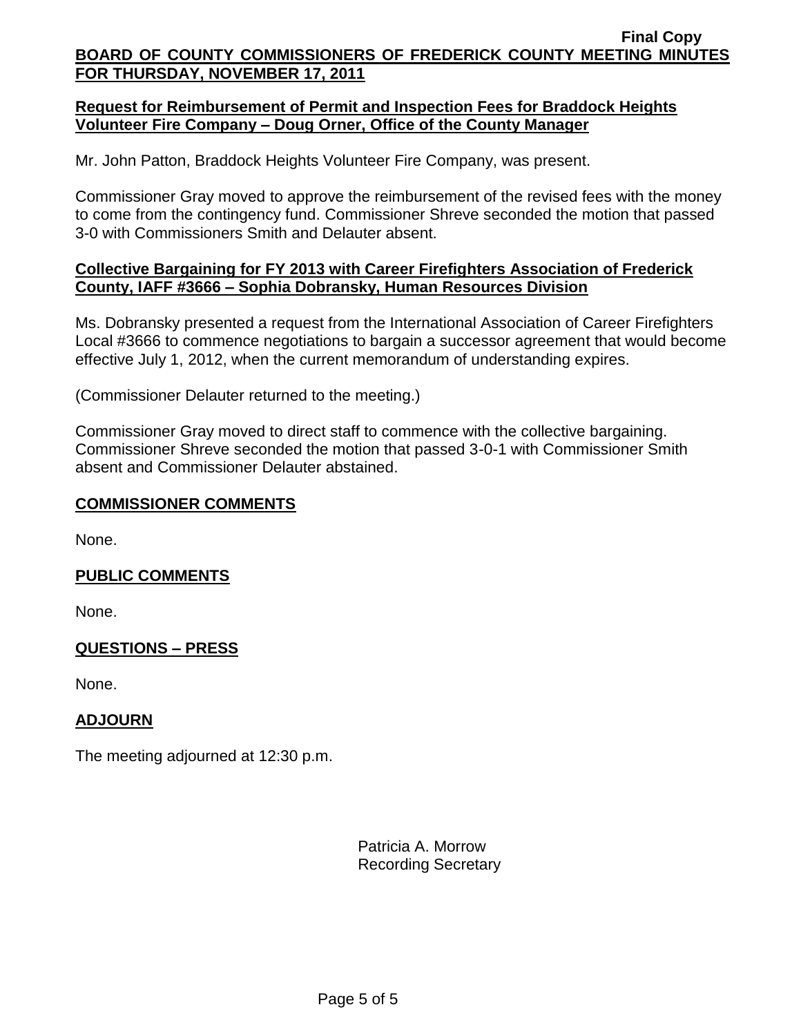**Request for Reimbursement of Permit and Inspection Fees for Braddock Heights Volunteer Fire Company – Doug Orner, Office of the County Manager**

Mr. John Patton, Braddock Heights Volunteer Fire Company, was present.

Commissioner Gray moved to approve the reimbursement of the revised fees with the money to come from the contingency fund. Commissioner Shreve seconded the motion that passed 3-0 with Commissioners Smith and Delauter absent.

**Collective Bargaining for FY 2013 with Career Firefighters Association of Frederick County, IAFF #3666 – Sophia Dobransky, Human Resources Division**

Ms. Dobransky presented a request from the International Association of Career Firefighters Local #3666 to commence negotiations to bargain a successor agreement that would become effective July 1, 2012, when the current memorandum of understanding expires.

(Commissioner Delauter returned to the meeting.)

Commissioner Gray moved to direct staff to commence with the collective bargaining. Commissioner Shreve seconded the motion that passed 3-0-1 with Commissioner Smith absent and Commissioner Delauter abstained.

**COMMISSIONER COMMENTS**

None.

**PUBLIC COMMENTS**

None.

**QUESTIONS – PRESS**

None.

**ADJOURN**

The meeting adjourned at 12:30 p.m.

Patricia A. Morrow
Recording Secretary